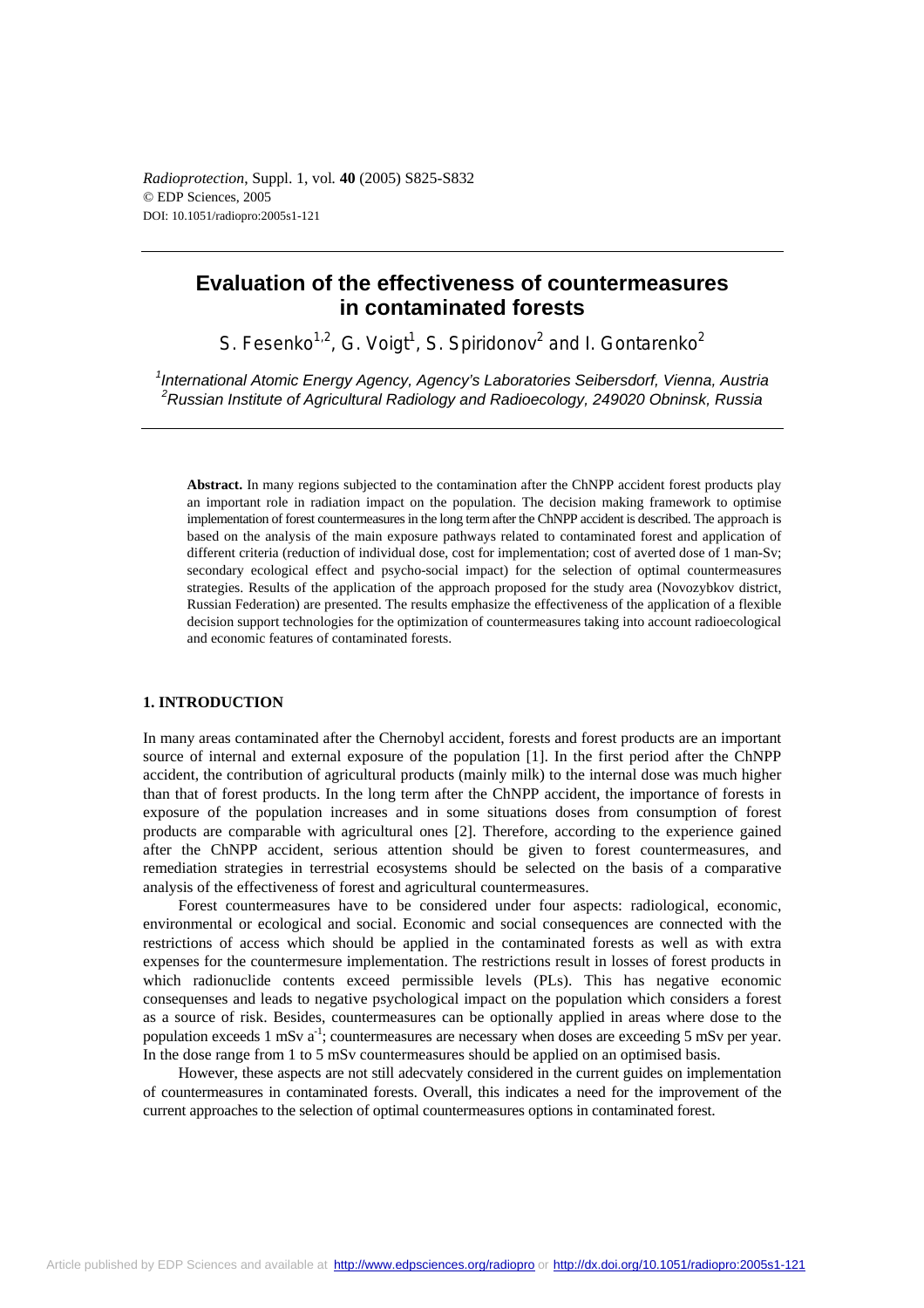# Evaluation of the effectiveness of countermeasures in contaminated forests

S. Fesenko[1,2], G. Voigt[1], S. Spiridonov[2] and I. Gontarenko[2]

[1]International Atomic Energy Agency, Agency's Laboratories Seibersdorf, Vienna, Austria
[2]Russian Institute of Agricultural Radiology and Radioecology, 249020 Obninsk, Russia

**Abstract.** In many regions subjected to the contamination after the ChNPP accident forest products play an important role in radiation impact on the population. The decision making framework to optimise implementation of forest countermeasures in the long term after the ChNPP accident is described. The approach is based on the analysis of the main exposure pathways related to contaminated forest and application of different criteria (reduction of individual dose, cost for implementation; cost of averted dose of 1 man-Sv; secondary ecological effect and psycho-social impact) for the selection of optimal countermeasures strategies. Results of the application of the approach proposed for the study area (Novozybkov district, Russian Federation) are presented. The results emphasize the effectiveness of the application of a flexible decision support technologies for the optimization of countermeasures taking into account radioecological and economic features of contaminated forests.

## 1. INTRODUCTION

In many areas contaminated after the Chernobyl accident, forests and forest products are an important source of internal and external exposure of the population [1]. In the first period after the ChNPP accident, the contribution of agricultural products (mainly milk) to the internal dose was much higher than that of forest products. In the long term after the ChNPP accident, the importance of forests in exposure of the population increases and in some situations doses from consumption of forest products are comparable with agricultural ones [2]. Therefore, according to the experience gained after the ChNPP accident, serious attention should be given to forest countermeasures, and remediation strategies in terrestrial ecosystems should be selected on the basis of a comparative analysis of the effectiveness of forest and agricultural countermeasures.

Forest countermeasures have to be considered under four aspects: radiological, economic, environmental or ecological and social. Economic and social consequences are connected with the restrictions of access which should be applied in the contaminated forests as well as with extra expenses for the countermesure implementation. The restrictions result in losses of forest products in which radionuclide contents exceed permissible levels (PLs). This has negative economic consequenses and leads to negative psychological impact on the population which considers a forest as a source of risk. Besides, countermeasures can be optionally applied in areas where dose to the population exceeds 1 mSv $a^{-1}$; countermeasures are necessary when doses are exceeding 5 mSv per year. In the dose range from 1 to 5 mSv countermeasures should be applied on an optimised basis.

However, these aspects are not still adecvately considered in the current guides on implementation of countermeasures in contaminated forests. Overall, this indicates a need for the improvement of the current approaches to the selection of optimal countermeasures options in contaminated forest.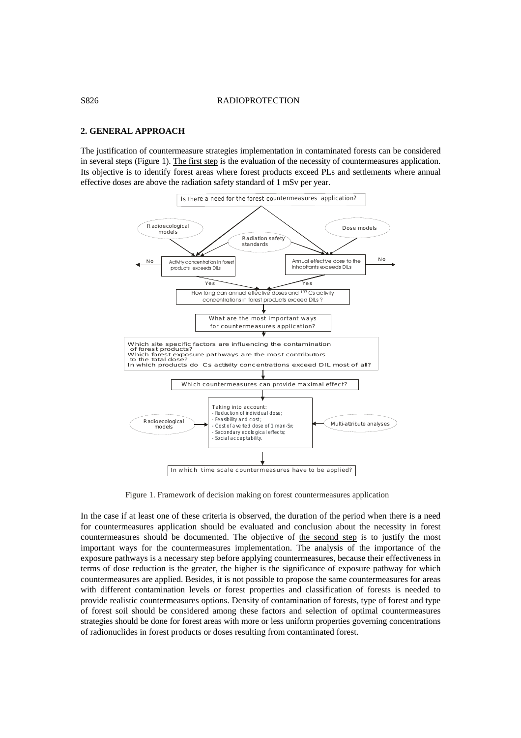## 2. GENERAL APPROACH

The justification of countermeasure strategies implementation in contaminated forests can be considered in several steps (Figure 1). The first step is the evaluation of the necessity of countermeasures application. Its objective is to identify forest areas where forest products exceed PLs and settlements where annual effective doses are above the radiation safety standard of 1 mSv per year.

Is there a need for the forest countermeasures application?

Radioecological models

Radiation safety standards

Dose models

No — Activity concentration in forest products exceeds DILs

Annual effective dose to the inhabitants exceeds DILs — No

Yes

Yes

How long can annual effective doses and $^{137}$Cs activity concentrations in forest products exceed DILs?

What are the most important ways for countermeasures application?

Which site specific factors are influencing the contamination of forest products?
Which forest exposure pathways are the most contributors to the total dose?
In which products do Cs activity concentrations exceed DIL most of all?

Which countermeasures can provide maximal effect?

Radioecological models

Taking into account:
- Reduction of individual dose;
- Feasibility and cost;
- Cost of averted dose of 1 man-Sv;
- Secondary ecological effects;
- Social acceptability.

Multi-attribute analyses

In which time scale countermeasures have to be applied?

Figure 1. Framework of decision making on forest countermeasures application

In the case if at least one of these criteria is observed, the duration of the period when there is a need for countermeasures application should be evaluated and conclusion about the necessity in forest countermeasures should be documented. The objective of the second step is to justify the most important ways for the countermeasures implementation. The analysis of the importance of the exposure pathways is a necessary step before applying countermeasures, because their effectiveness in terms of dose reduction is the greater, the higher is the significance of exposure pathway for which countermeasures are applied. Besides, it is not possible to propose the same countermeasures for areas with different contamination levels or forest properties and classification of forests is needed to provide realistic countermeasures options. Density of contamination of forests, type of forest and type of forest soil should be considered among these factors and selection of optimal countermeasures strategies should be done for forest areas with more or less uniform properties governing concentrations of radionuclides in forest products or doses resulting from contaminated forest.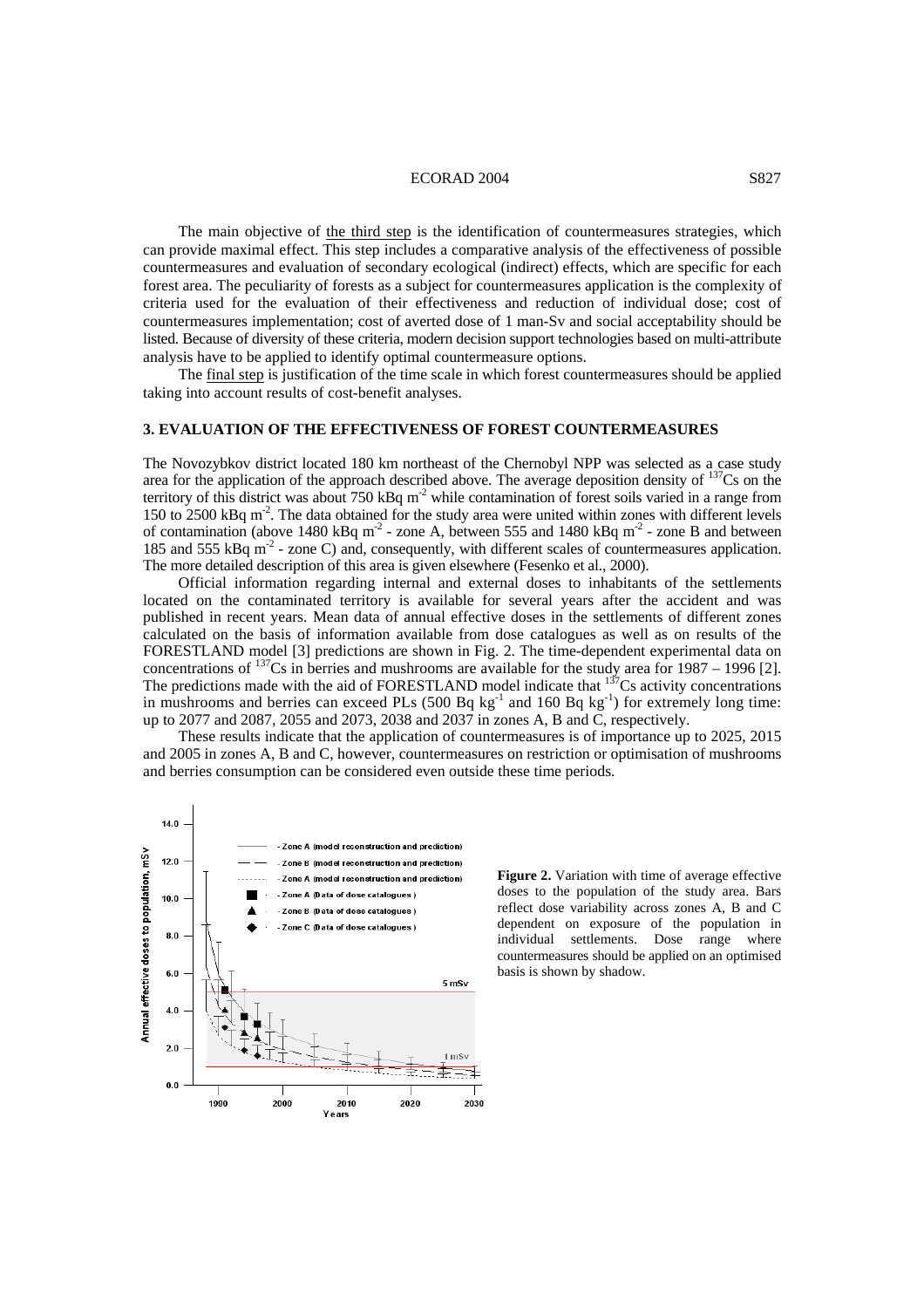The main objective of the third step is the identification of countermeasures strategies, which can provide maximal effect. This step includes a comparative analysis of the effectiveness of possible countermeasures and evaluation of secondary ecological (indirect) effects, which are specific for each forest area. The peculiarity of forests as a subject for countermeasures application is the complexity of criteria used for the evaluation of their effectiveness and reduction of individual dose; cost of countermeasures implementation; cost of averted dose of 1 man-Sv and social acceptability should be listed. Because of diversity of these criteria, modern decision support technologies based on multi-attribute analysis have to be applied to identify optimal countermeasure options.

The final step is justification of the time scale in which forest countermeasures should be applied taking into account results of cost-benefit analyses.

## 3. EVALUATION OF THE EFFECTIVENESS OF FOREST COUNTERMEASURES

The Novozybkov district located 180 km northeast of the Chernobyl NPP was selected as a case study area for the application of the approach described above. The average deposition density of $^{137}$Cs on the territory of this district was about 750 kBq m$^{-2}$ while contamination of forest soils varied in a range from 150 to 2500 kBq m$^{-2}$. The data obtained for the study area were united within zones with different levels of contamination (above 1480 kBq m$^{-2}$ - zone A, between 555 and 1480 kBq m$^{-2}$ - zone B and between 185 and 555 kBq m$^{-2}$ - zone C) and, consequently, with different scales of countermeasures application. The more detailed description of this area is given elsewhere (Fesenko et al., 2000).

Official information regarding internal and external doses to inhabitants of the settlements located on the contaminated territory is available for several years after the accident and was published in recent years. Mean data of annual effective doses in the settlements of different zones calculated on the basis of information available from dose catalogues as well as on results of the FORESTLAND model [3] predictions are shown in Fig. 2. The time-dependent experimental data on concentrations of $^{137}$Cs in berries and mushrooms are available for the study area for 1987 – 1996 [2]. The predictions made with the aid of FORESTLAND model indicate that $^{137}$Cs activity concentrations in mushrooms and berries can exceed PLs (500 Bq kg$^{-1}$ and 160 Bq kg$^{-1}$) for extremely long time: up to 2077 and 2087, 2055 and 2073, 2038 and 2037 in zones A, B and C, respectively.

These results indicate that the application of countermeasures is of importance up to 2025, 2015 and 2005 in zones A, B and C, however, countermeasures on restriction or optimisation of mushrooms and berries consumption can be considered even outside these time periods.

**Figure 2.** Variation with time of average effective doses to the population of the study area. Bars reflect dose variability across zones A, B and C dependent on exposure of the population in individual settlements. Dose range where countermeasures should be applied on an optimised basis is shown by shadow.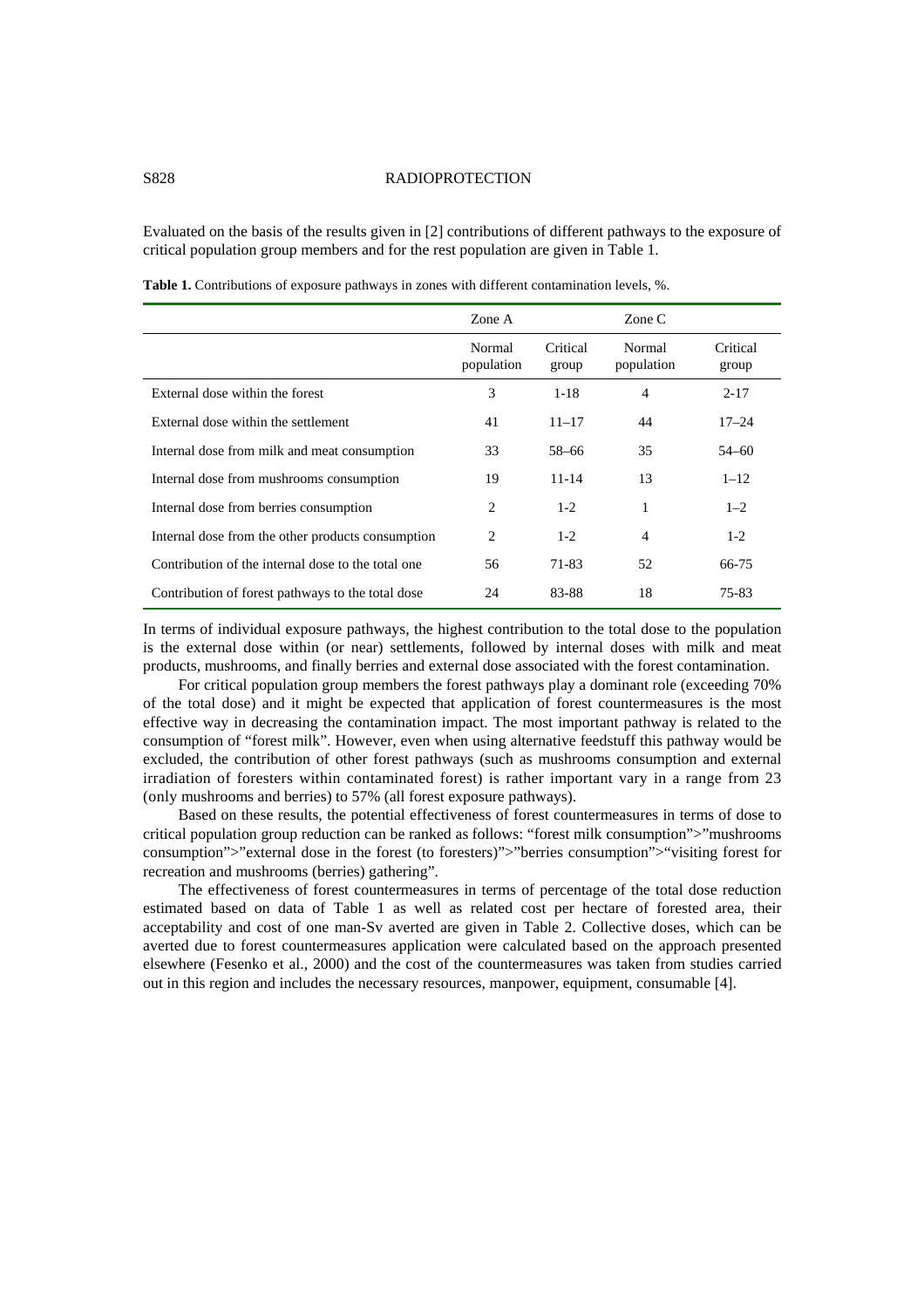Evaluated on the basis of the results given in [2] contributions of different pathways to the exposure of critical population group members and for the rest population are given in Table 1.

**Table 1.** Contributions of exposure pathways in zones with different contamination levels, %.

| | Zone A | | Zone C | |
|---|---|---|---|---|
| | Normal population | Critical group | Normal population | Critical group |
| External dose within the forest | 3 | 1-18 | 4 | 2-17 |
| External dose within the settlement | 41 | 11–17 | 44 | 17–24 |
| Internal dose from milk and meat consumption | 33 | 58–66 | 35 | 54–60 |
| Internal dose from mushrooms consumption | 19 | 11-14 | 13 | 1–12 |
| Internal dose from berries consumption | 2 | 1-2 | 1 | 1–2 |
| Internal dose from the other products consumption | 2 | 1-2 | 4 | 1-2 |
| Contribution of the internal dose to the total one | 56 | 71-83 | 52 | 66-75 |
| Contribution of forest pathways to the total dose | 24 | 83-88 | 18 | 75-83 |

In terms of individual exposure pathways, the highest contribution to the total dose to the population is the external dose within (or near) settlements, followed by internal doses with milk and meat products, mushrooms, and finally berries and external dose associated with the forest contamination.

For critical population group members the forest pathways play a dominant role (exceeding 70% of the total dose) and it might be expected that application of forest countermeasures is the most effective way in decreasing the contamination impact. The most important pathway is related to the consumption of "forest milk". However, even when using alternative feedstuff this pathway would be excluded, the contribution of other forest pathways (such as mushrooms consumption and external irradiation of foresters within contaminated forest) is rather important vary in a range from 23 (only mushrooms and berries) to 57% (all forest exposure pathways).

Based on these results, the potential effectiveness of forest countermeasures in terms of dose to critical population group reduction can be ranked as follows: "forest milk consumption">"mushrooms consumption">"external dose in the forest (to foresters)">"berries consumption">"visiting forest for recreation and mushrooms (berries) gathering".

The effectiveness of forest countermeasures in terms of percentage of the total dose reduction estimated based on data of Table 1 as well as related cost per hectare of forested area, their acceptability and cost of one man-Sv averted are given in Table 2. Collective doses, which can be averted due to forest countermeasures application were calculated based on the approach presented elsewhere (Fesenko et al., 2000) and the cost of the countermeasures was taken from studies carried out in this region and includes the necessary resources, manpower, equipment, consumable [4].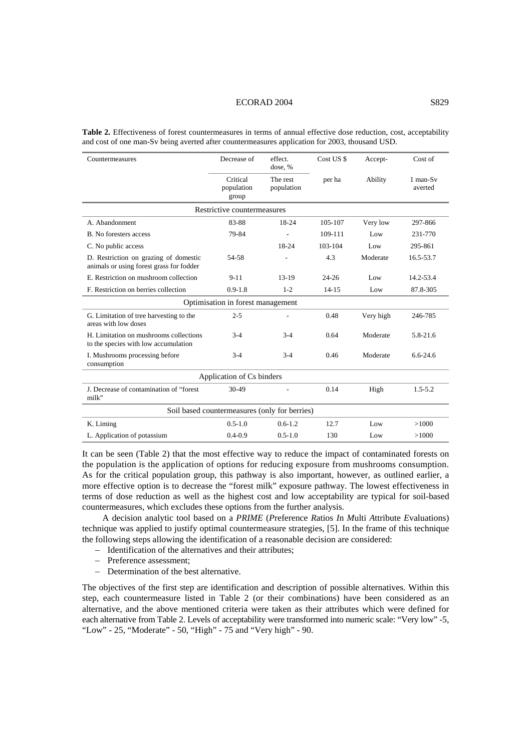**Table 2.** Effectiveness of forest countermeasures in terms of annual effective dose reduction, cost, acceptability and cost of one man-Sv being averted after countermeasures application for 2003, thousand USD.

| Countermeasures | Decrease of effect. dose, % | | Cost US $ | Accept- | Cost of |
|---|---|---|---|---|---|
| | Critical population group | The rest population | per ha | Ability | 1 man-Sv averted |
| **Restrictive countermeasures** | | | | | |
| A. Abandonment | 83-88 | 18-24 | 105-107 | Very low | 297-866 |
| B. No foresters access | 79-84 | - | 109-111 | Low | 231-770 |
| C. No public access | | 18-24 | 103-104 | Low | 295-861 |
| D. Restriction on grazing of domestic animals or using forest grass for fodder | 54-58 | - | 4.3 | Moderate | 16.5-53.7 |
| E. Restriction on mushroom collection | 9-11 | 13-19 | 24-26 | Low | 14.2-53.4 |
| F. Restriction on berries collection | 0.9-1.8 | 1-2 | 14-15 | Low | 87.8-305 |
| **Optimisation in forest management** | | | | | |
| G. Limitation of tree harvesting to the areas with low doses | 2-5 | - | 0.48 | Very high | 246-785 |
| H. Limitation on mushrooms collections to the species with low accumulation | 3-4 | 3-4 | 0.64 | Moderate | 5.8-21.6 |
| I. Mushrooms processing before consumption | 3-4 | 3-4 | 0.46 | Moderate | 6.6-24.6 |
| **Application of Cs binders** | | | | | |
| J. Decrease of contamination of "forest milk" | 30-49 | - | 0.14 | High | 1.5-5.2 |
| **Soil based countermeasures (only for berries)** | | | | | |
| K. Liming | 0.5-1.0 | 0.6-1.2 | 12.7 | Low | >1000 |
| L. Application of potassium | 0.4-0.9 | 0.5-1.0 | 130 | Low | >1000 |

It can be seen (Table 2) that the most effective way to reduce the impact of contaminated forests on the population is the application of options for reducing exposure from mushrooms consumption. As for the critical population group, this pathway is also important, however, as outlined earlier, a more effective option is to decrease the "forest milk" exposure pathway. The lowest effectiveness in terms of dose reduction as well as the highest cost and low acceptability are typical for soil-based countermeasures, which excludes these options from the further analysis.

A decision analytic tool based on a *PRIME* (*P*reference *R*atios *I*n *M*ulti *A*ttribute *E*valuations) technique was applied to justify optimal countermeasure strategies, [5]. In the frame of this technique the following steps allowing the identification of a reasonable decision are considered:

- Identification of the alternatives and their attributes;
- Preference assessment;
- Determination of the best alternative.

The objectives of the first step are identification and description of possible alternatives. Within this step, each countermeasure listed in Table 2 (or their combinations) have been considered as an alternative, and the above mentioned criteria were taken as their attributes which were defined for each alternative from Table 2. Levels of acceptability were transformed into numeric scale: "Very low" -5, "Low" - 25, "Moderate" - 50, "High" - 75 and "Very high" - 90.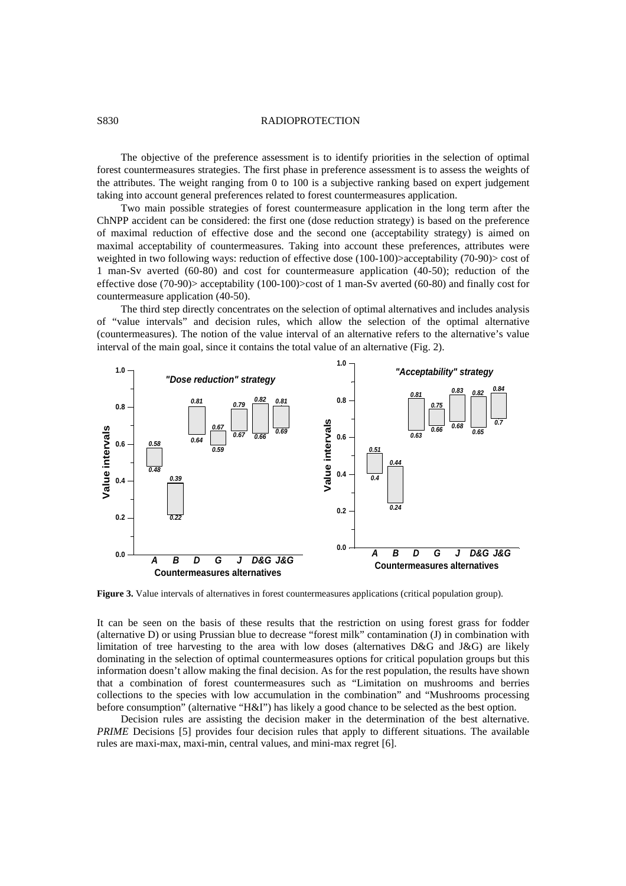The objective of the preference assessment is to identify priorities in the selection of optimal forest countermeasures strategies. The first phase in preference assessment is to assess the weights of the attributes. The weight ranging from 0 to 100 is a subjective ranking based on expert judgement taking into account general preferences related to forest countermeasures application.

Two main possible strategies of forest countermeasure application in the long term after the ChNPP accident can be considered: the first one (dose reduction strategy) is based on the preference of maximal reduction of effective dose and the second one (acceptability strategy) is aimed on maximal acceptability of countermeasures. Taking into account these preferences, attributes were weighted in two following ways: reduction of effective dose (100-100)>acceptability (70-90)> cost of 1 man-Sv averted (60-80) and cost for countermeasure application (40-50); reduction of the effective dose (70-90)> acceptability (100-100)>cost of 1 man-Sv averted (60-80) and finally cost for countermeasure application (40-50).

The third step directly concentrates on the selection of optimal alternatives and includes analysis of "value intervals" and decision rules, which allow the selection of the optimal alternative (countermeasures). The notion of the value interval of an alternative refers to the alternative's value interval of the main goal, since it contains the total value of an alternative (Fig. 2).

**Figure 3.** Value intervals of alternatives in forest countermeasures applications (critical population group).

It can be seen on the basis of these results that the restriction on using forest grass for fodder (alternative D) or using Prussian blue to decrease "forest milk" contamination (J) in combination with limitation of tree harvesting to the area with low doses (alternatives D&G and J&G) are likely dominating in the selection of optimal countermeasures options for critical population groups but this information doesn't allow making the final decision. As for the rest population, the results have shown that a combination of forest countermeasures such as "Limitation on mushrooms and berries collections to the species with low accumulation in the combination" and "Mushrooms processing before consumption" (alternative "H&I") has likely a good chance to be selected as the best option.

Decision rules are assisting the decision maker in the determination of the best alternative. *PRIME* Decisions [5] provides four decision rules that apply to different situations. The available rules are maxi-max, maxi-min, central values, and mini-max regret [6].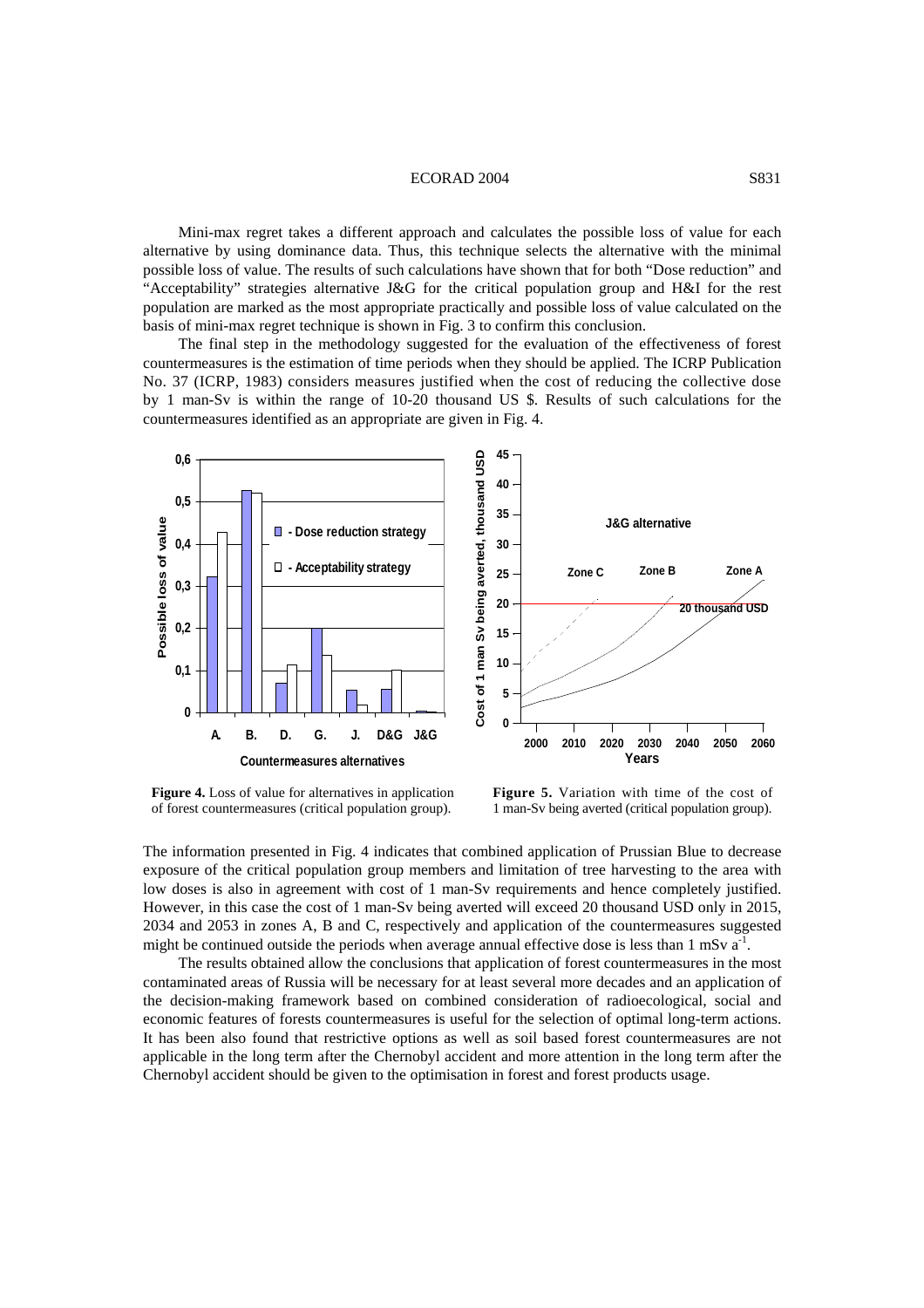Mini-max regret takes a different approach and calculates the possible loss of value for each alternative by using dominance data. Thus, this technique selects the alternative with the minimal possible loss of value. The results of such calculations have shown that for both "Dose reduction" and "Acceptability" strategies alternative J&G for the critical population group and H&I for the rest population are marked as the most appropriate practically and possible loss of value calculated on the basis of mini-max regret technique is shown in Fig. 3 to confirm this conclusion.

The final step in the methodology suggested for the evaluation of the effectiveness of forest countermeasures is the estimation of time periods when they should be applied. The ICRP Publication No. 37 (ICRP, 1983) considers measures justified when the cost of reducing the collective dose by 1 man-Sv is within the range of 10-20 thousand US $. Results of such calculations for the countermeasures identified as an appropriate are given in Fig. 4.

**Figure 4.** Loss of value for alternatives in application of forest countermeasures (critical population group).

**Figure 5.** Variation with time of the cost of 1 man-Sv being averted (critical population group).

The information presented in Fig. 4 indicates that combined application of Prussian Blue to decrease exposure of the critical population group members and limitation of tree harvesting to the area with low doses is also in agreement with cost of 1 man-Sv requirements and hence completely justified. However, in this case the cost of 1 man-Sv being averted will exceed 20 thousand USD only in 2015, 2034 and 2053 in zones A, B and C, respectively and application of the countermeasures suggested might be continued outside the periods when average annual effective dose is less than 1 mSv $a^{-1}$.

The results obtained allow the conclusions that application of forest countermeasures in the most contaminated areas of Russia will be necessary for at least several more decades and an application of the decision-making framework based on combined consideration of radioecological, social and economic features of forests countermeasures is useful for the selection of optimal long-term actions. It has been also found that restrictive options as well as soil based forest countermeasures are not applicable in the long term after the Chernobyl accident and more attention in the long term after the Chernobyl accident should be given to the optimisation in forest and forest products usage.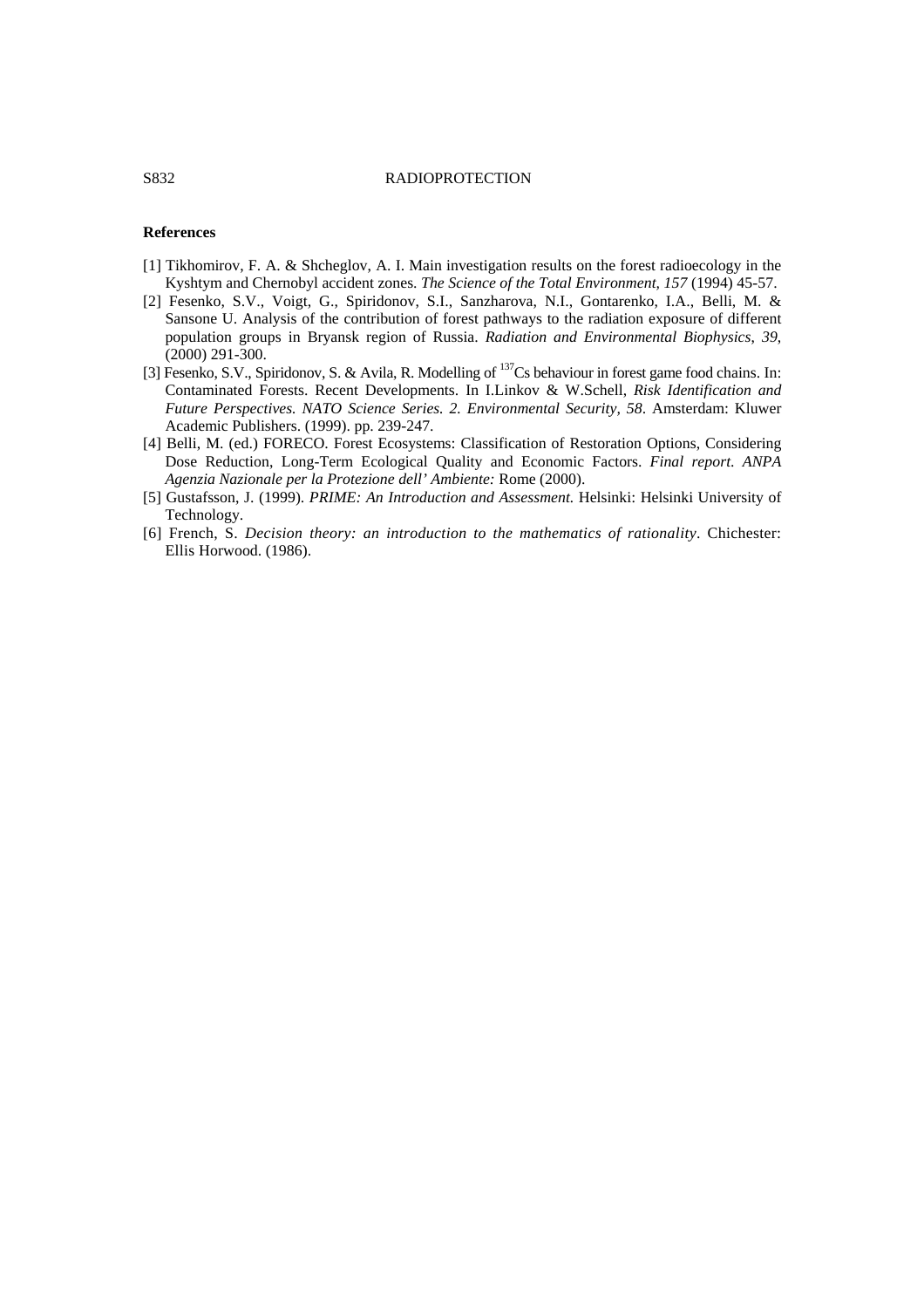**References**

[1] Tikhomirov, F. A. & Shcheglov, A. I. Main investigation results on the forest radioecology in the Kyshtym and Chernobyl accident zones. *The Science of the Total Environment, 157* (1994) 45-57.

[2] Fesenko, S.V., Voigt, G., Spiridonov, S.I., Sanzharova, N.I., Gontarenko, I.A., Belli, M. & Sansone U. Analysis of the contribution of forest pathways to the radiation exposure of different population groups in Bryansk region of Russia. *Radiation and Environmental Biophysics, 39*, (2000) 291-300.

[3] Fesenko, S.V., Spiridonov, S. & Avila, R. Modelling of $^{137}$Cs behaviour in forest game food chains. In: Contaminated Forests. Recent Developments. In I.Linkov & W.Schell, *Risk Identification and Future Perspectives. NATO Science Series. 2. Environmental Security, 58*. Amsterdam: Kluwer Academic Publishers. (1999). pp. 239-247.

[4] Belli, M. (ed.) FORECO. Forest Ecosystems: Classification of Restoration Options, Considering Dose Reduction, Long-Term Ecological Quality and Economic Factors. *Final report. ANPA Agenzia Nazionale per la Protezione dell' Ambiente:* Rome (2000).

[5] Gustafsson, J. (1999). *PRIME: An Introduction and Assessment.* Helsinki: Helsinki University of Technology.

[6] French, S. *Decision theory: an introduction to the mathematics of rationality*. Chichester: Ellis Horwood. (1986).